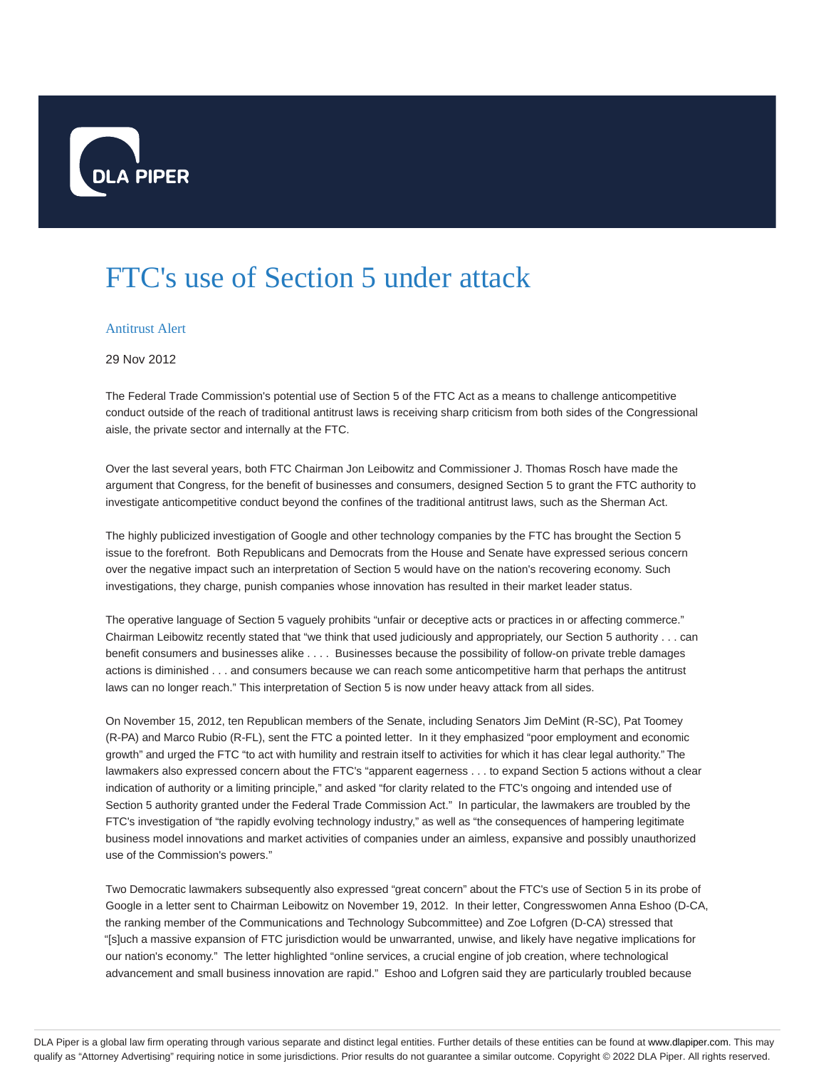# FTC's use of Section 5 under attack

Antitrust Alert

29 Nov 2012

The Federal Trade Commission's potential use of Section 5 of the FTC Act as a means to challenge anticompetitive conduct outside of the reach of traditional antitrust laws is receiving sharp criticism from both sides of the Congressional aisle, the private sector and internally at the FTC.

Over the last several years, both FTC Chairman Jon Leibowitz and Commissioner J. Thomas Rosch have made the argument that Congress, for the benefit of businesses and consumers, designed Section 5 to grant the FTC authority to investigate anticompetitive conduct beyond the confines of the traditional antitrust laws, such as the Sherman Act.

The highly publicized investigation of Google and other technology companies by the FTC has brought the Section 5 issue to the forefront. Both Republicans and Democrats from the House and Senate have expressed serious concern over the negative impact such an interpretation of Section 5 would have on the nation's recovering economy. Such investigations, they charge, punish companies whose innovation has resulted in their market leader status.

The operative language of Section 5 vaguely prohibits "unfair or deceptive acts or practices in or affecting commerce." Chairman Leibowitz recently stated that "we think that used judiciously and appropriately, our Section 5 authority . . . can benefit consumers and businesses alike . . . . Businesses because the possibility of follow-on private treble damages actions is diminished . . . and consumers because we can reach some anticompetitive harm that perhaps the antitrust laws can no longer reach." This interpretation of Section 5 is now under heavy attack from all sides.

On November 15, 2012, ten Republican members of the Senate, including Senators Jim DeMint (R-SC), Pat Toomey (R-PA) and Marco Rubio (R-FL), sent the FTC a pointed letter. In it they emphasized "poor employment and economic growth" and urged the FTC "to act with humility and restrain itself to activities for which it has clear legal authority." The lawmakers also expressed concern about the FTC's "apparent eagerness . . . to expand Section 5 actions without a clear indication of authority or a limiting principle," and asked "for clarity related to the FTC's ongoing and intended use of Section 5 authority granted under the Federal Trade Commission Act." In particular, the lawmakers are troubled by the FTC's investigation of "the rapidly evolving technology industry," as well as "the consequences of hampering legitimate business model innovations and market activities of companies under an aimless, expansive and possibly unauthorized use of the Commission's powers."

Two Democratic lawmakers subsequently also expressed "great concern" about the FTC's use of Section 5 in its probe of Google in a letter sent to Chairman Leibowitz on November 19, 2012. In their letter, Congresswomen Anna Eshoo (D-CA, the ranking member of the Communications and Technology Subcommittee) and Zoe Lofgren (D-CA) stressed that "[s]uch a massive expansion of FTC jurisdiction would be unwarranted, unwise, and likely have negative implications for our nation's economy." The letter highlighted "online services, a crucial engine of job creation, where technological advancement and small business innovation are rapid." Eshoo and Lofgren said they are particularly troubled because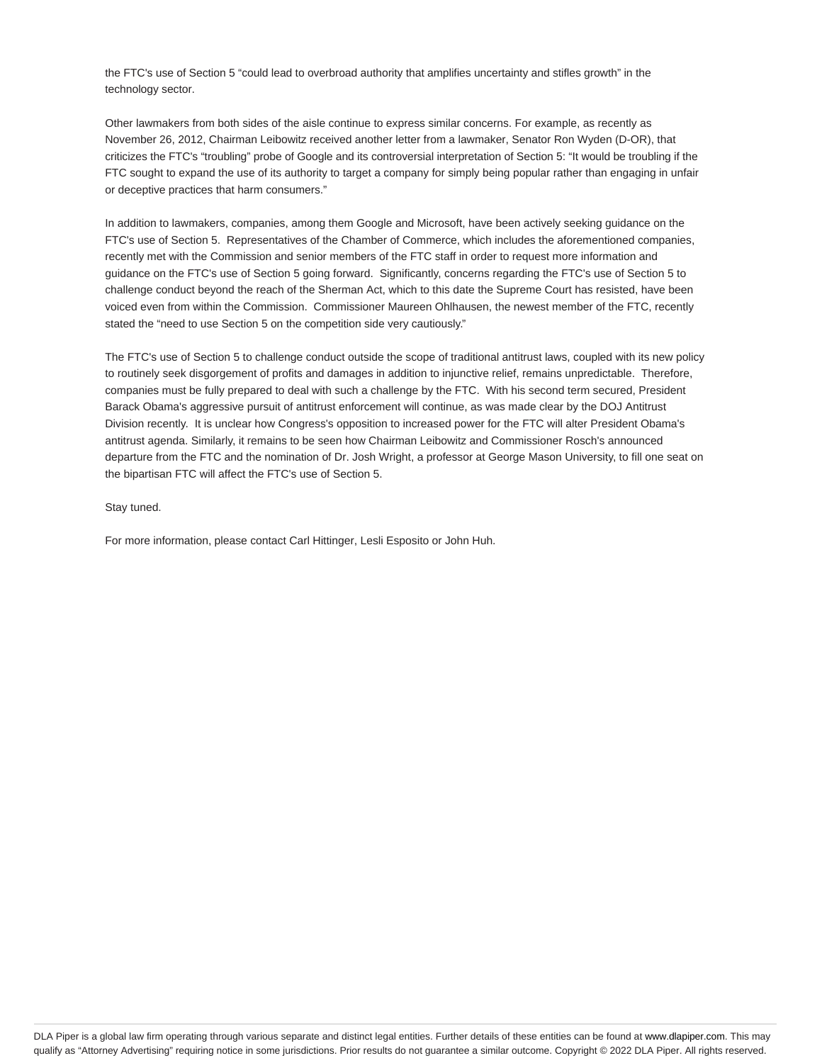the FTC's use of Section 5 "could lead to overbroad authority that amplifies uncertainty and stifles growth" in the technology sector.

Other lawmakers from both sides of the aisle continue to express similar concerns. For example, as recently as November 26, 2012, Chairman Leibowitz received another letter from a lawmaker, Senator Ron Wyden (D-OR), that criticizes the FTC's "troubling" probe of Google and its controversial interpretation of Section 5: "It would be troubling if the FTC sought to expand the use of its authority to target a company for simply being popular rather than engaging in unfair or deceptive practices that harm consumers."

In addition to lawmakers, companies, among them Google and Microsoft, have been actively seeking guidance on the FTC's use of Section 5. Representatives of the Chamber of Commerce, which includes the aforementioned companies, recently met with the Commission and senior members of the FTC staff in order to request more information and guidance on the FTC's use of Section 5 going forward. Significantly, concerns regarding the FTC's use of Section 5 to challenge conduct beyond the reach of the Sherman Act, which to this date the Supreme Court has resisted, have been voiced even from within the Commission. Commissioner Maureen Ohlhausen, the newest member of the FTC, recently stated the "need to use Section 5 on the competition side very cautiously."

The FTC's use of Section 5 to challenge conduct outside the scope of traditional antitrust laws, coupled with its new policy to routinely seek disgorgement of profits and damages in addition to injunctive relief, remains unpredictable. Therefore, companies must be fully prepared to deal with such a challenge by the FTC. With his second term secured, President Barack Obama's aggressive pursuit of antitrust enforcement will continue, as was made clear by the DOJ Antitrust Division recently. It is unclear how Congress's opposition to increased power for the FTC will alter President Obama's antitrust agenda. Similarly, it remains to be seen how Chairman Leibowitz and Commissioner Rosch's announced departure from the FTC and the nomination of Dr. Josh Wright, a professor at George Mason University, to fill one seat on the bipartisan FTC will affect the FTC's use of Section 5.

Stay tuned.

For more information, please contact Carl Hittinger, Lesli Esposito or John Huh.